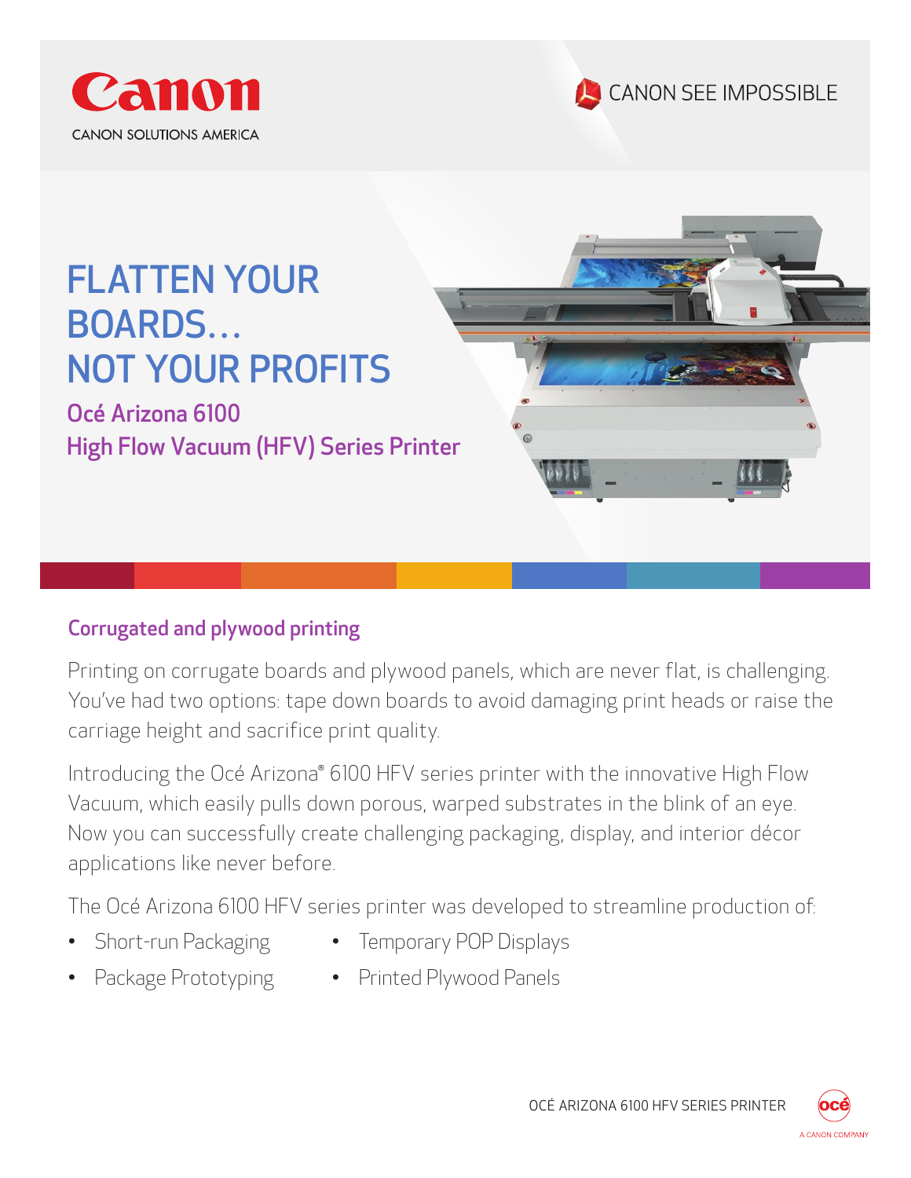Canon

CANON SOLUTIONS AMERICA

CANON SEE IMPOSSIBLE

# FLATTEN YOUR BOARDS... NOT YOUR PROFITS

## Océ Arizona 6100 High Flow Vacuum (HFV) Series Printer

### Corrugated and plywood printing

Printing on corrugate boards and plywood panels, which are never flat, is challenging. You've had two options: tape down boards to avoid damaging print heads or raise the carriage height and sacrifice print quality.

Introducing the Océ Arizona® 6100 HFV series printer with the innovative High Flow Vacuum, which easily pulls down porous, warped substrates in the blink of an eye. Now you can successfully create challenging packaging, display, and interior décor applications like never before.

The Océ Arizona 6100 HFV series printer was developed to streamline production of:

- Short-run Packaging
- Package Prototyping
- Temporary POP Displays
- Printed Plywood Panels

OCÉ ARIZONA 6100 HFV SERIES PRINTER

océ A CANON COMPANY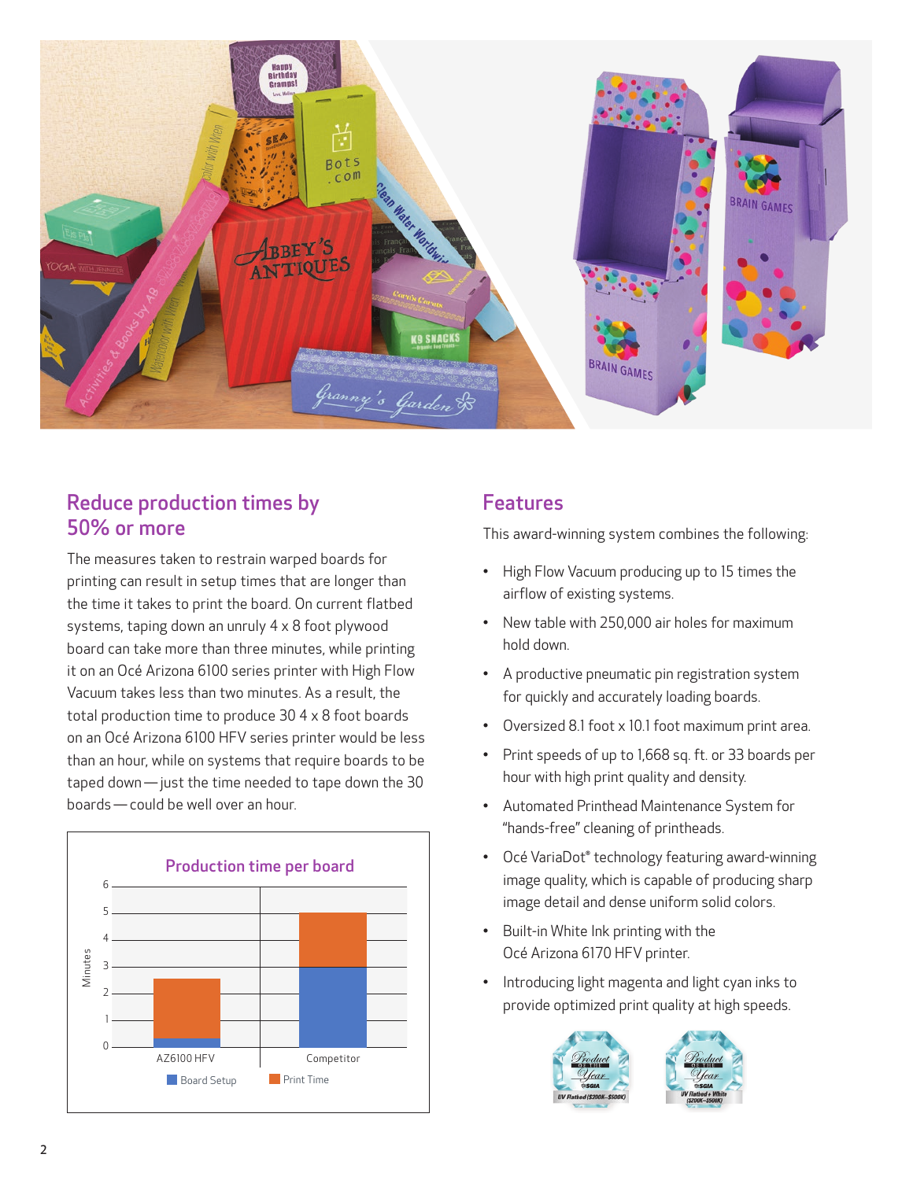## Reduce production times by 50% or more

The measures taken to restrain warped boards for printing can result in setup times that are longer than the time it takes to print the board. On current flatbed systems, taping down an unruly 4 x 8 foot plywood board can take more than three minutes, while printing it on an Océ Arizona 6100 series printer with High Flow Vacuum takes less than two minutes. As a result, the total production time to produce 30 4 x 8 foot boards on an Océ Arizona 6100 HFV series printer would be less than an hour, while on systems that require boards to be taped down — just the time needed to tape down the 30 boards — could be well over an hour.

**Production time per board**

| Minutes | Board Setup | Print Time |
|---|---|---|
| AZ6100 HFV | ~0.25 | ~2.25 |
| Competitor | ~3 | ~2 |

## Features

This award-winning system combines the following:

- High Flow Vacuum producing up to 15 times the airflow of existing systems.
- New table with 250,000 air holes for maximum hold down.
- A productive pneumatic pin registration system for quickly and accurately loading boards.
- Oversized 8.1 foot x 10.1 foot maximum print area.
- Print speeds of up to 1,668 sq. ft. or 33 boards per hour with high print quality and density.
- Automated Printhead Maintenance System for "hands-free" cleaning of printheads.
- Océ VariaDot® technology featuring award-winning image quality, which is capable of producing sharp image detail and dense uniform solid colors.
- Built-in White Ink printing with the Océ Arizona 6170 HFV printer.
- Introducing light magenta and light cyan inks to provide optimized print quality at high speeds.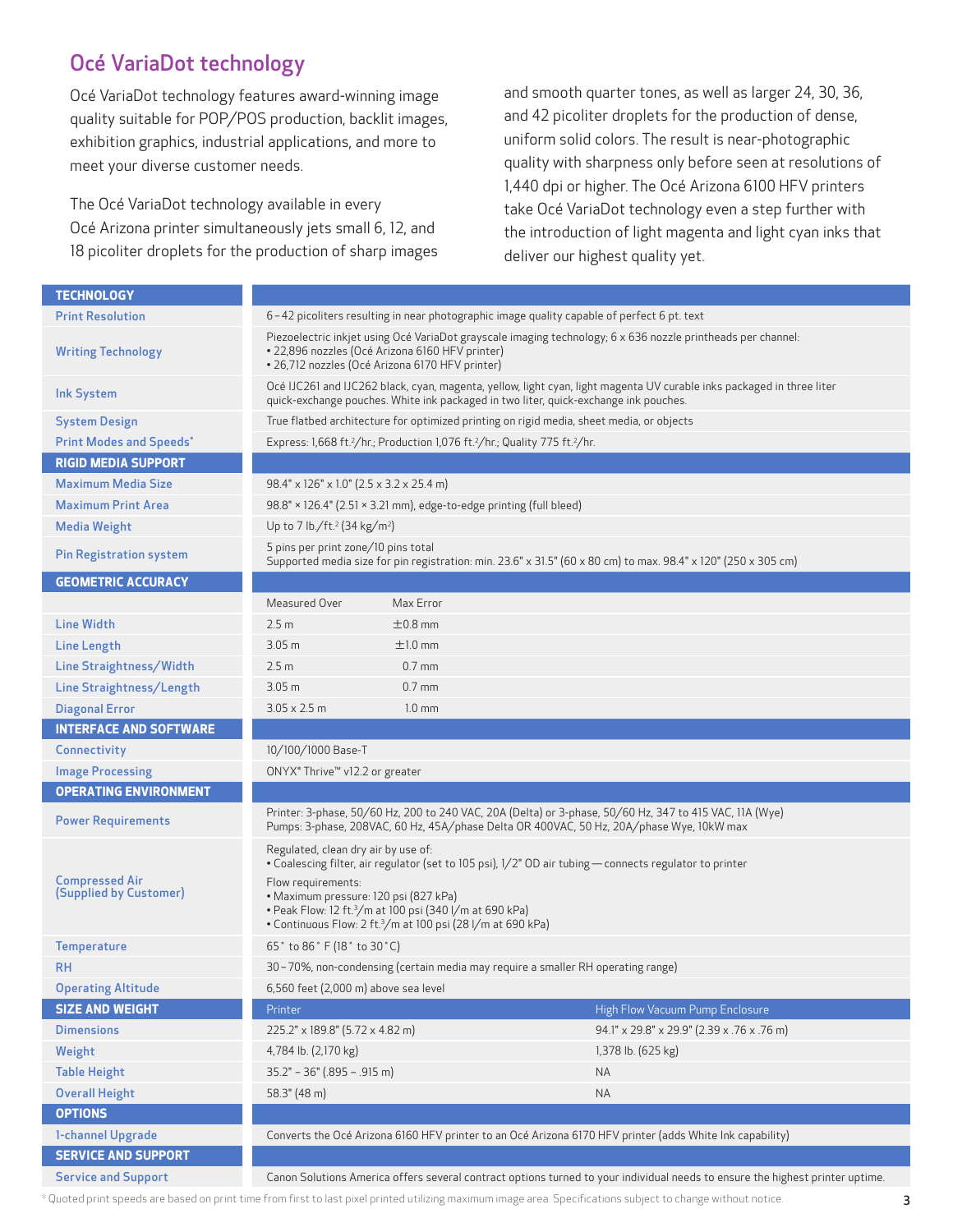## Océ VariaDot technology

Océ VariaDot technology features award-winning image quality suitable for POP/POS production, backlit images, exhibition graphics, industrial applications, and more to meet your diverse customer needs.

The Océ VariaDot technology available in every Océ Arizona printer simultaneously jets small 6, 12, and 18 picoliter droplets for the production of sharp images and smooth quarter tones, as well as larger 24, 30, 36, and 42 picoliter droplets for the production of dense, uniform solid colors. The result is near-photographic quality with sharpness only before seen at resolutions of 1,440 dpi or higher. The Océ Arizona 6100 HFV printers take Océ VariaDot technology even a step further with the introduction of light magenta and light cyan inks that deliver our highest quality yet.

| **TECHNOLOGY** | | |
|---|---|---|
| Print Resolution | 6–42 picoliters resulting in near photographic image quality capable of perfect 6 pt. text | |
| Writing Technology | Piezoelectric inkjet using Océ VariaDot grayscale imaging technology; 6 x 636 nozzle printheads per channel:<br>• 22,896 nozzles (Océ Arizona 6160 HFV printer)<br>• 26,712 nozzles (Océ Arizona 6170 HFV printer) | |
| Ink System | Océ IJC261 and IJC262 black, cyan, magenta, yellow, light cyan, light magenta UV curable inks packaged in three liter quick-exchange pouches. White ink packaged in two liter, quick-exchange ink pouches. | |
| System Design | True flatbed architecture for optimized printing on rigid media, sheet media, or objects | |
| Print Modes and Speeds* | Express: 1,668 ft.²/hr.; Production 1,076 ft.²/hr.; Quality 775 ft.²/hr. | |
| **RIGID MEDIA SUPPORT** | | |
| Maximum Media Size | 98.4" x 126" x 1.0" (2.5 x 3.2 x 25.4 m) | |
| Maximum Print Area | 98.8" × 126.4" (2.51 × 3.21 mm), edge-to-edge printing (full bleed) | |
| Media Weight | Up to 7 lb./ft.² (34 kg/m²) | |
| Pin Registration system | 5 pins per print zone/10 pins total<br>Supported media size for pin registration: min. 23.6" x 31.5" (60 x 80 cm) to max. 98.4" x 120" (250 x 305 cm) | |
| **GEOMETRIC ACCURACY** | | |
| | Measured Over | Max Error |
| Line Width | 2.5 m | ±0.8 mm |
| Line Length | 3.05 m | ±1.0 mm |
| Line Straightness/Width | 2.5 m | 0.7 mm |
| Line Straightness/Length | 3.05 m | 0.7 mm |
| Diagonal Error | 3.05 x 2.5 m | 1.0 mm |
| **INTERFACE AND SOFTWARE** | | |
| Connectivity | 10/100/1000 Base-T | |
| Image Processing | ONYX® Thrive™ v12.2 or greater | |
| **OPERATING ENVIRONMENT** | | |
| Power Requirements | Printer: 3-phase, 50/60 Hz, 200 to 240 VAC, 20A (Delta) or 3-phase, 50/60 Hz, 347 to 415 VAC, 11A (Wye)<br>Pumps: 3-phase, 208VAC, 60 Hz, 45A/phase Delta OR 400VAC, 50 Hz, 20A/phase Wye, 10kW max | |
| Compressed Air (Supplied by Customer) | Regulated, clean dry air by use of:<br>• Coalescing filter, air regulator (set to 105 psi), 1/2" OD air tubing — connects regulator to printer<br>Flow requirements:<br>• Maximum pressure: 120 psi (827 kPa)<br>• Peak Flow: 12 ft.³/m at 100 psi (340 l/m at 690 kPa)<br>• Continuous Flow: 2 ft.³/m at 100 psi (28 l/m at 690 kPa) | |
| Temperature | 65° to 86° F (18° to 30°C) | |
| RH | 30–70%, non-condensing (certain media may require a smaller RH operating range) | |
| Operating Altitude | 6,560 feet (2,000 m) above sea level | |
| **SIZE AND WEIGHT** | Printer | High Flow Vacuum Pump Enclosure |
| Dimensions | 225.2" x 189.8" (5.72 x 4.82 m) | 94.1" x 29.8" x 29.9" (2.39 x .76 x .76 m) |
| Weight | 4,784 lb. (2,170 kg) | 1,378 lb. (625 kg) |
| Table Height | 35.2" – 36" (.895 – .915 m) | NA |
| Overall Height | 58.3" (48 m) | NA |
| **OPTIONS** | | |
| 1-channel Upgrade | Converts the Océ Arizona 6160 HFV printer to an Océ Arizona 6170 HFV printer (adds White Ink capability) | |
| **SERVICE and SUPPORT** | | |
| Service and Support | Canon Solutions America offers several contract options turned to your individual needs to ensure the highest printer uptime. | |

\* Quoted print speeds are based on print time from first to last pixel printed utilizing maximum image area. Specifications subject to change without notice.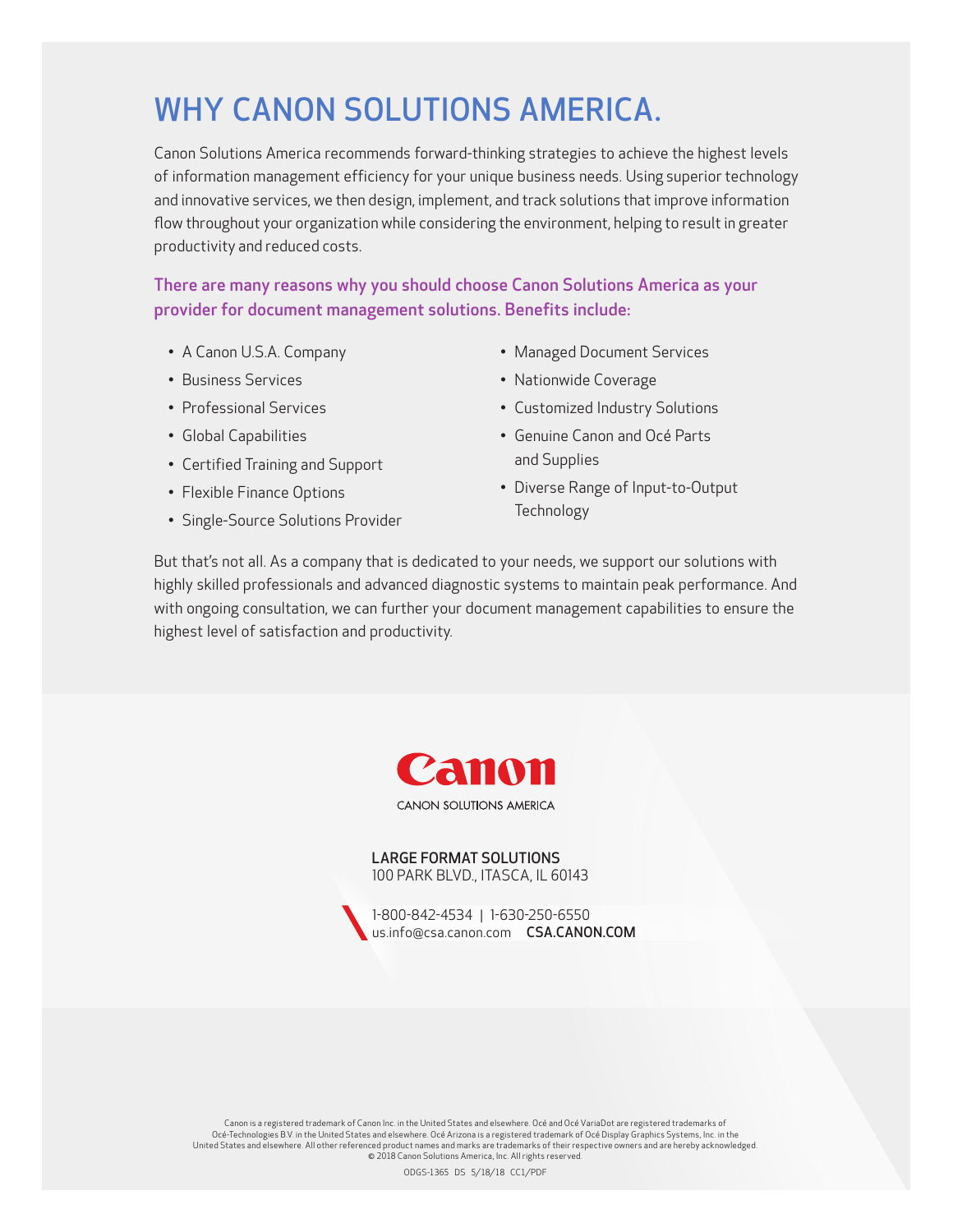# WHY CANON SOLUTIONS AMERICA.

Canon Solutions America recommends forward-thinking strategies to achieve the highest levels of information management efficiency for your unique business needs. Using superior technology and innovative services, we then design, implement, and track solutions that improve information flow throughout your organization while considering the environment, helping to result in greater productivity and reduced costs.

**There are many reasons why you should choose Canon Solutions America as your provider for document management solutions. Benefits include:**

- A Canon U.S.A. Company
- Business Services
- Professional Services
- Global Capabilities
- Certified Training and Support
- Flexible Finance Options
- Single-Source Solutions Provider
- Managed Document Services
- Nationwide Coverage
- Customized Industry Solutions
- Genuine Canon and Océ Parts and Supplies
- Diverse Range of Input-to-Output Technology

But that's not all. As a company that is dedicated to your needs, we support our solutions with highly skilled professionals and advanced diagnostic systems to maintain peak performance. And with ongoing consultation, we can further your document management capabilities to ensure the highest level of satisfaction and productivity.

Canon

CANON SOLUTIONS AMERICA

**LARGE FORMAT SOLUTIONS**
100 PARK BLVD., ITASCA, IL 60143

1-800-842-4534 | 1-630-250-6550
us.info@csa.canon.com **CSA.CANON.COM**

Canon is a registered trademark of Canon Inc. in the United States and elsewhere. Océ and Océ VariaDot are registered trademarks of Océ-Technologies B.V. in the United States and elsewhere. Océ Arizona is a registered trademark of Océ Display Graphics Systems, Inc. in the United States and elsewhere. All other referenced product names and marks are trademarks of their respective owners and are hereby acknowledged.
© 2018 Canon Solutions America, Inc. All rights reserved.

ODGS-1365 DS 5/18/18 CC1/PDF